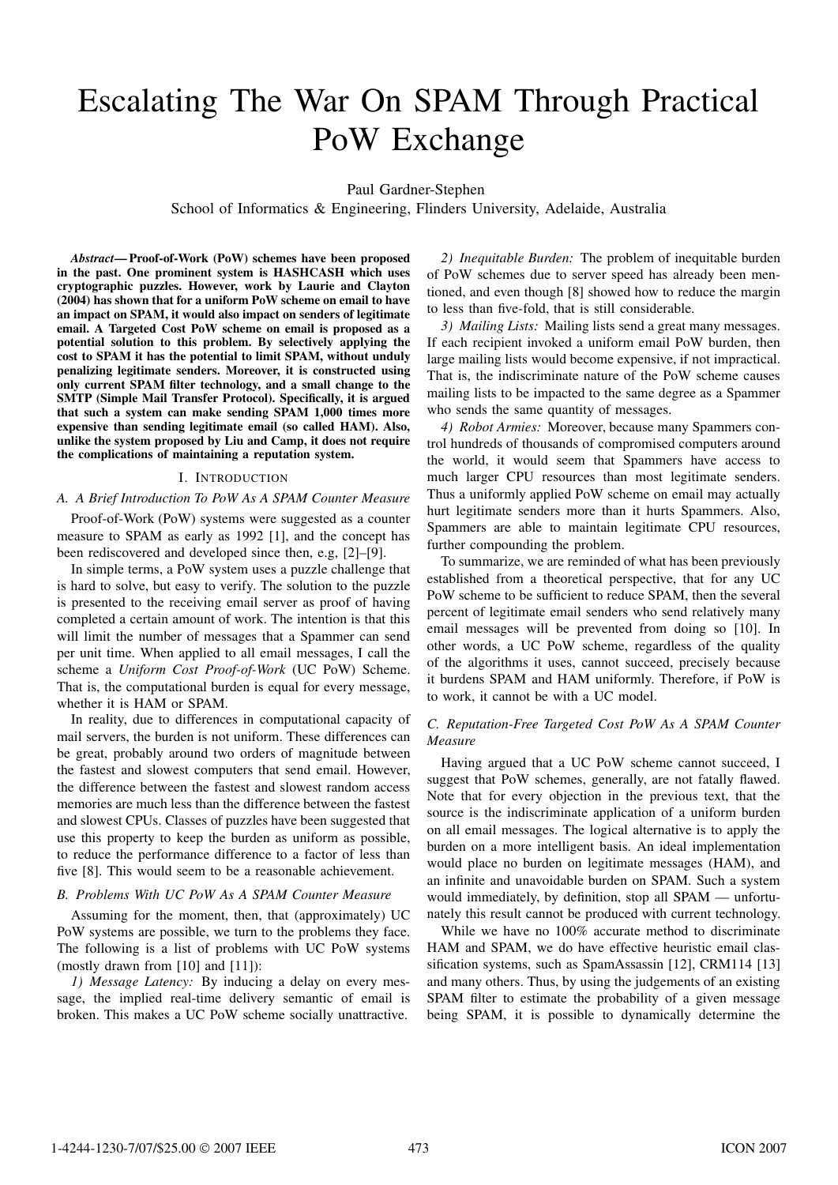# Escalating The War On SPAM Through Practical PoW Exchange

Paul Gardner-Stephen

School of Informatics & Engineering, Flinders University, Adelaide, Australia

***Abstract*— Proof-of-Work (PoW) schemes have been proposed in the past. One prominent system is HASHCASH which uses cryptographic puzzles. However, work by Laurie and Clayton (2004) has shown that for a uniform PoW scheme on email to have an impact on SPAM, it would also impact on senders of legitimate email. A Targeted Cost PoW scheme on email is proposed as a potential solution to this problem. By selectively applying the cost to SPAM it has the potential to limit SPAM, without unduly penalizing legitimate senders. Moreover, it is constructed using only current SPAM filter technology, and a small change to the SMTP (Simple Mail Transfer Protocol). Specifically, it is argued that such a system can make sending SPAM 1,000 times more expensive than sending legitimate email (so called HAM). Also, unlike the system proposed by Liu and Camp, it does not require the complications of maintaining a reputation system.**

## I. Introduction

### *A. A Brief Introduction To PoW As A SPAM Counter Measure*

Proof-of-Work (PoW) systems were suggested as a counter measure to SPAM as early as 1992 [1], and the concept has been rediscovered and developed since then, e.g, [2]–[9].

In simple terms, a PoW system uses a puzzle challenge that is hard to solve, but easy to verify. The solution to the puzzle is presented to the receiving email server as proof of having completed a certain amount of work. The intention is that this will limit the number of messages that a Spammer can send per unit time. When applied to all email messages, I call the scheme a *Uniform Cost Proof-of-Work* (UC PoW) Scheme. That is, the computational burden is equal for every message, whether it is HAM or SPAM.

In reality, due to differences in computational capacity of mail servers, the burden is not uniform. These differences can be great, probably around two orders of magnitude between the fastest and slowest computers that send email. However, the difference between the fastest and slowest random access memories are much less than the difference between the fastest and slowest CPUs. Classes of puzzles have been suggested that use this property to keep the burden as uniform as possible, to reduce the performance difference to a factor of less than five [8]. This would seem to be a reasonable achievement.

### *B. Problems With UC PoW As A SPAM Counter Measure*

Assuming for the moment, then, that (approximately) UC PoW systems are possible, we turn to the problems they face. The following is a list of problems with UC PoW systems (mostly drawn from [10] and [11]):

*1) Message Latency:* By inducing a delay on every message, the implied real-time delivery semantic of email is broken. This makes a UC PoW scheme socially unattractive.

*2) Inequitable Burden:* The problem of inequitable burden of PoW schemes due to server speed has already been mentioned, and even though [8] showed how to reduce the margin to less than five-fold, that is still considerable.

*3) Mailing Lists:* Mailing lists send a great many messages. If each recipient invoked a uniform email PoW burden, then large mailing lists would become expensive, if not impractical. That is, the indiscriminate nature of the PoW scheme causes mailing lists to be impacted to the same degree as a Spammer who sends the same quantity of messages.

*4) Robot Armies:* Moreover, because many Spammers control hundreds of thousands of compromised computers around the world, it would seem that Spammers have access to much larger CPU resources than most legitimate senders. Thus a uniformly applied PoW scheme on email may actually hurt legitimate senders more than it hurts Spammers. Also, Spammers are able to maintain legitimate CPU resources, further compounding the problem.

To summarize, we are reminded of what has been previously established from a theoretical perspective, that for any UC PoW scheme to be sufficient to reduce SPAM, then the several percent of legitimate email senders who send relatively many email messages will be prevented from doing so [10]. In other words, a UC PoW scheme, regardless of the quality of the algorithms it uses, cannot succeed, precisely because it burdens SPAM and HAM uniformly. Therefore, if PoW is to work, it cannot be with a UC model.

### *C. Reputation-Free Targeted Cost PoW As A SPAM Counter Measure*

Having argued that a UC PoW scheme cannot succeed, I suggest that PoW schemes, generally, are not fatally flawed. Note that for every objection in the previous text, that the source is the indiscriminate application of a uniform burden on all email messages. The logical alternative is to apply the burden on a more intelligent basis. An ideal implementation would place no burden on legitimate messages (HAM), and an infinite and unavoidable burden on SPAM. Such a system would immediately, by definition, stop all SPAM — unfortunately this result cannot be produced with current technology.

While we have no 100% accurate method to discriminate HAM and SPAM, we do have effective heuristic email classification systems, such as SpamAssassin [12], CRM114 [13] and many others. Thus, by using the judgements of an existing SPAM filter to estimate the probability of a given message being SPAM, it is possible to dynamically determine the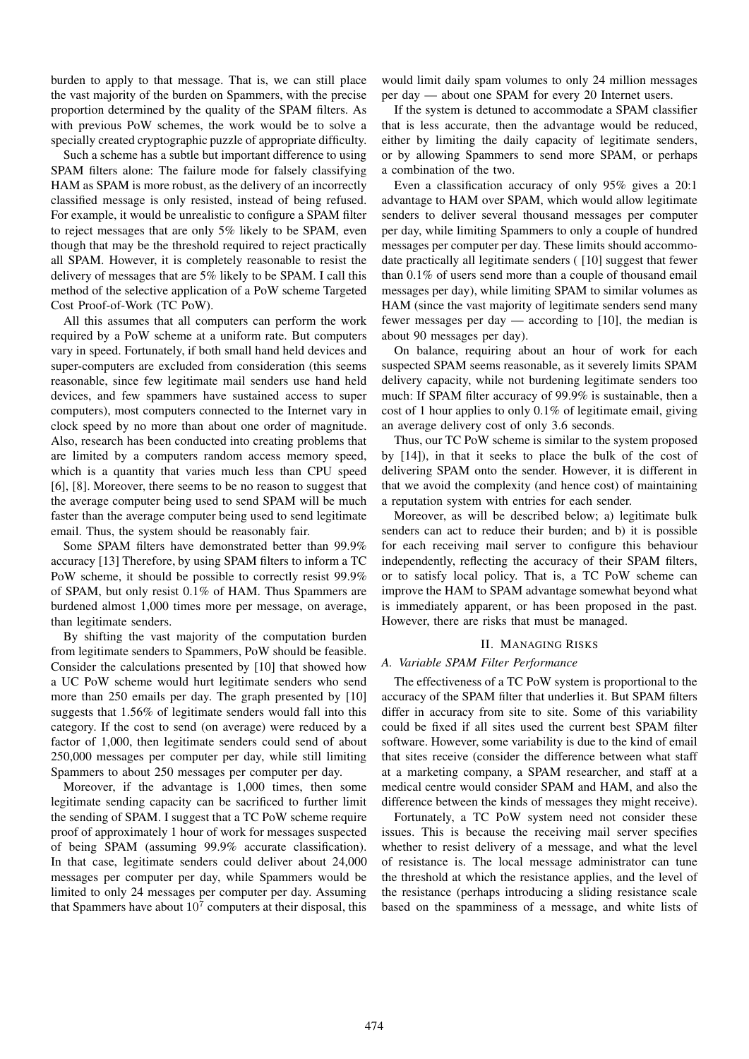burden to apply to that message. That is, we can still place the vast majority of the burden on Spammers, with the precise proportion determined by the quality of the SPAM filters. As with previous PoW schemes, the work would be to solve a specially created cryptographic puzzle of appropriate difficulty.

Such a scheme has a subtle but important difference to using SPAM filters alone: The failure mode for falsely classifying HAM as SPAM is more robust, as the delivery of an incorrectly classified message is only resisted, instead of being refused. For example, it would be unrealistic to configure a SPAM filter to reject messages that are only 5% likely to be SPAM, even though that may be the threshold required to reject practically all SPAM. However, it is completely reasonable to resist the delivery of messages that are 5% likely to be SPAM. I call this method of the selective application of a PoW scheme Targeted Cost Proof-of-Work (TC PoW).

All this assumes that all computers can perform the work required by a PoW scheme at a uniform rate. But computers vary in speed. Fortunately, if both small hand held devices and super-computers are excluded from consideration (this seems reasonable, since few legitimate mail senders use hand held devices, and few spammers have sustained access to super computers), most computers connected to the Internet vary in clock speed by no more than about one order of magnitude. Also, research has been conducted into creating problems that are limited by a computers random access memory speed, which is a quantity that varies much less than CPU speed [6], [8]. Moreover, there seems to be no reason to suggest that the average computer being used to send SPAM will be much faster than the average computer being used to send legitimate email. Thus, the system should be reasonably fair.

Some SPAM filters have demonstrated better than 99.9% accuracy [13] Therefore, by using SPAM filters to inform a TC PoW scheme, it should be possible to correctly resist 99.9% of SPAM, but only resist 0.1% of HAM. Thus Spammers are burdened almost 1,000 times more per message, on average, than legitimate senders.

By shifting the vast majority of the computation burden from legitimate senders to Spammers, PoW should be feasible. Consider the calculations presented by [10] that showed how a UC PoW scheme would hurt legitimate senders who send more than 250 emails per day. The graph presented by [10] suggests that 1.56% of legitimate senders would fall into this category. If the cost to send (on average) were reduced by a factor of 1,000, then legitimate senders could send of about 250,000 messages per computer per day, while still limiting Spammers to about 250 messages per computer per day.

Moreover, if the advantage is 1,000 times, then some legitimate sending capacity can be sacrificed to further limit the sending of SPAM. I suggest that a TC PoW scheme require proof of approximately 1 hour of work for messages suspected of being SPAM (assuming 99.9% accurate classification). In that case, legitimate senders could deliver about 24,000 messages per computer per day, while Spammers would be limited to only 24 messages per computer per day. Assuming that Spammers have about $10^7$ computers at their disposal, this would limit daily spam volumes to only 24 million messages per day — about one SPAM for every 20 Internet users.

If the system is detuned to accommodate a SPAM classifier that is less accurate, then the advantage would be reduced, either by limiting the daily capacity of legitimate senders, or by allowing Spammers to send more SPAM, or perhaps a combination of the two.

Even a classification accuracy of only 95% gives a 20:1 advantage to HAM over SPAM, which would allow legitimate senders to deliver several thousand messages per computer per day, while limiting Spammers to only a couple of hundred messages per computer per day. These limits should accommodate practically all legitimate senders ( [10] suggest that fewer than 0.1% of users send more than a couple of thousand email messages per day), while limiting SPAM to similar volumes as HAM (since the vast majority of legitimate senders send many fewer messages per day — according to [10], the median is about 90 messages per day).

On balance, requiring about an hour of work for each suspected SPAM seems reasonable, as it severely limits SPAM delivery capacity, while not burdening legitimate senders too much: If SPAM filter accuracy of 99.9% is sustainable, then a cost of 1 hour applies to only 0.1% of legitimate email, giving an average delivery cost of only 3.6 seconds.

Thus, our TC PoW scheme is similar to the system proposed by [14]), in that it seeks to place the bulk of the cost of delivering SPAM onto the sender. However, it is different in that we avoid the complexity (and hence cost) of maintaining a reputation system with entries for each sender.

Moreover, as will be described below; a) legitimate bulk senders can act to reduce their burden; and b) it is possible for each receiving mail server to configure this behaviour independently, reflecting the accuracy of their SPAM filters, or to satisfy local policy. That is, a TC PoW scheme can improve the HAM to SPAM advantage somewhat beyond what is immediately apparent, or has been proposed in the past. However, there are risks that must be managed.

## II. Managing Risks

### A. Variable SPAM Filter Performance

The effectiveness of a TC PoW system is proportional to the accuracy of the SPAM filter that underlies it. But SPAM filters differ in accuracy from site to site. Some of this variability could be fixed if all sites used the current best SPAM filter software. However, some variability is due to the kind of email that sites receive (consider the difference between what staff at a marketing company, a SPAM researcher, and staff at a medical centre would consider SPAM and HAM, and also the difference between the kinds of messages they might receive).

Fortunately, a TC PoW system need not consider these issues. This is because the receiving mail server specifies whether to resist delivery of a message, and what the level of resistance is. The local message administrator can tune the threshold at which the resistance applies, and the level of the resistance (perhaps introducing a sliding resistance scale based on the spamminess of a message, and white lists of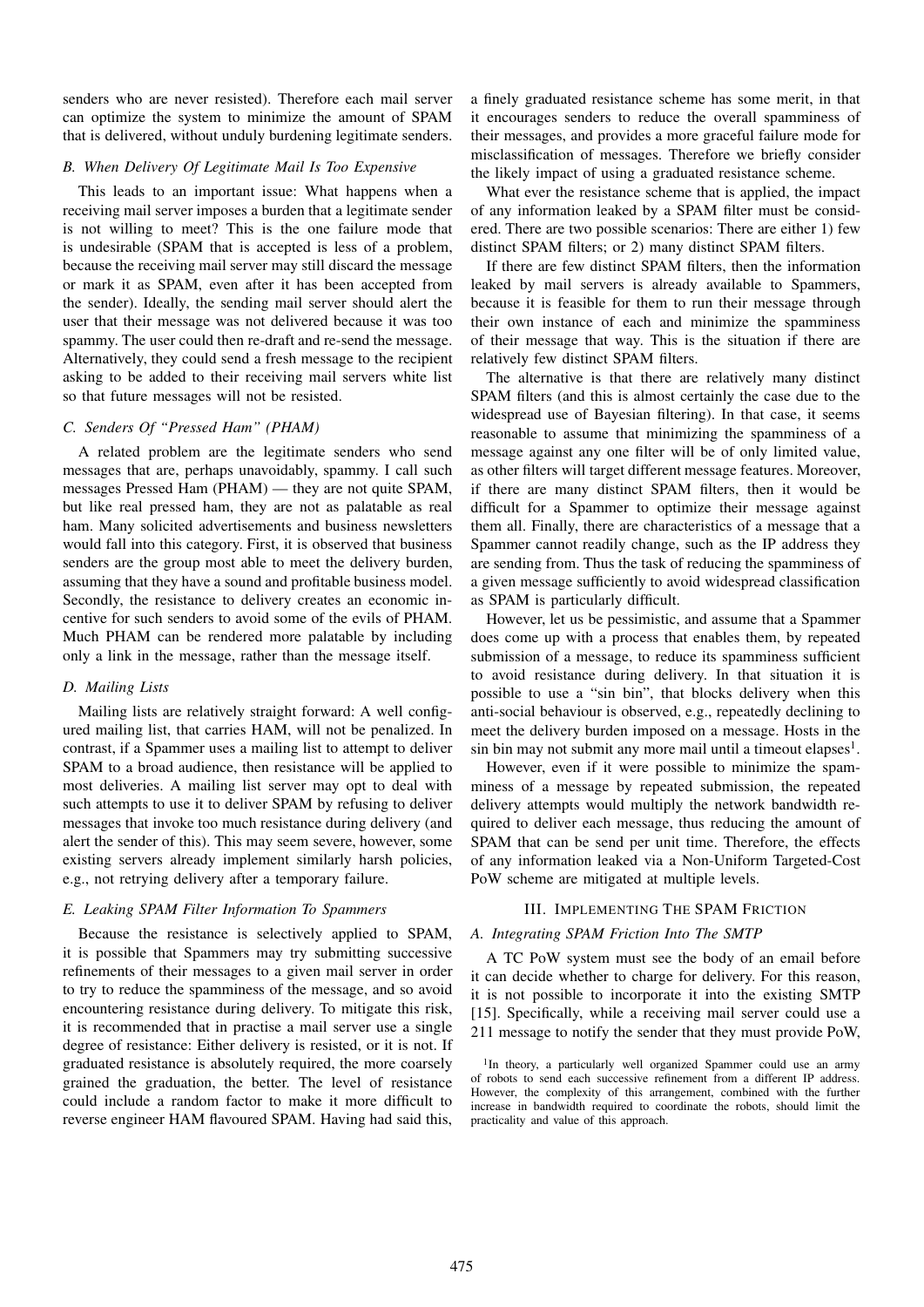senders who are never resisted). Therefore each mail server can optimize the system to minimize the amount of SPAM that is delivered, without unduly burdening legitimate senders.

### B. When Delivery Of Legitimate Mail Is Too Expensive

This leads to an important issue: What happens when a receiving mail server imposes a burden that a legitimate sender is not willing to meet? This is the one failure mode that is undesirable (SPAM that is accepted is less of a problem, because the receiving mail server may still discard the message or mark it as SPAM, even after it has been accepted from the sender). Ideally, the sending mail server should alert the user that their message was not delivered because it was too spammy. The user could then re-draft and re-send the message. Alternatively, they could send a fresh message to the recipient asking to be added to their receiving mail servers white list so that future messages will not be resisted.

### C. Senders Of "Pressed Ham" (PHAM)

A related problem are the legitimate senders who send messages that are, perhaps unavoidably, spammy. I call such messages Pressed Ham (PHAM) — they are not quite SPAM, but like real pressed ham, they are not as palatable as real ham. Many solicited advertisements and business newsletters would fall into this category. First, it is observed that business senders are the group most able to meet the delivery burden, assuming that they have a sound and profitable business model. Secondly, the resistance to delivery creates an economic incentive for such senders to avoid some of the evils of PHAM. Much PHAM can be rendered more palatable by including only a link in the message, rather than the message itself.

### D. Mailing Lists

Mailing lists are relatively straight forward: A well configured mailing list, that carries HAM, will not be penalized. In contrast, if a Spammer uses a mailing list to attempt to deliver SPAM to a broad audience, then resistance will be applied to most deliveries. A mailing list server may opt to deal with such attempts to use it to deliver SPAM by refusing to deliver messages that invoke too much resistance during delivery (and alert the sender of this). This may seem severe, however, some existing servers already implement similarly harsh policies, e.g., not retrying delivery after a temporary failure.

### E. Leaking SPAM Filter Information To Spammers

Because the resistance is selectively applied to SPAM, it is possible that Spammers may try submitting successive refinements of their messages to a given mail server in order to try to reduce the spamminess of the message, and so avoid encountering resistance during delivery. To mitigate this risk, it is recommended that in practise a mail server use a single degree of resistance: Either delivery is resisted, or it is not. If graduated resistance is absolutely required, the more coarsely grained the graduation, the better. The level of resistance could include a random factor to make it more difficult to reverse engineer HAM flavoured SPAM. Having had said this, a finely graduated resistance scheme has some merit, in that it encourages senders to reduce the overall spamminess of their messages, and provides a more graceful failure mode for misclassification of messages. Therefore we briefly consider the likely impact of using a graduated resistance scheme.

What ever the resistance scheme that is applied, the impact of any information leaked by a SPAM filter must be considered. There are two possible scenarios: There are either 1) few distinct SPAM filters; or 2) many distinct SPAM filters.

If there are few distinct SPAM filters, then the information leaked by mail servers is already available to Spammers, because it is feasible for them to run their message through their own instance of each and minimize the spamminess of their message that way. This is the situation if there are relatively few distinct SPAM filters.

The alternative is that there are relatively many distinct SPAM filters (and this is almost certainly the case due to the widespread use of Bayesian filtering). In that case, it seems reasonable to assume that minimizing the spamminess of a message against any one filter will be of only limited value, as other filters will target different message features. Moreover, if there are many distinct SPAM filters, then it would be difficult for a Spammer to optimize their message against them all. Finally, there are characteristics of a message that a Spammer cannot readily change, such as the IP address they are sending from. Thus the task of reducing the spamminess of a given message sufficiently to avoid widespread classification as SPAM is particularly difficult.

However, let us be pessimistic, and assume that a Spammer does come up with a process that enables them, by repeated submission of a message, to reduce its spamminess sufficient to avoid resistance during delivery. In that situation it is possible to use a "sin bin", that blocks delivery when this anti-social behaviour is observed, e.g., repeatedly declining to meet the delivery burden imposed on a message. Hosts in the sin bin may not submit any more mail until a timeout elapses[1].

However, even if it were possible to minimize the spamminess of a message by repeated submission, the repeated delivery attempts would multiply the network bandwidth required to deliver each message, thus reducing the amount of SPAM that can be send per unit time. Therefore, the effects of any information leaked via a Non-Uniform Targeted-Cost PoW scheme are mitigated at multiple levels.

## III. Implementing The SPAM Friction

### A. Integrating SPAM Friction Into The SMTP

A TC PoW system must see the body of an email before it can decide whether to charge for delivery. For this reason, it is not possible to incorporate it into the existing SMTP [15]. Specifically, while a receiving mail server could use a 211 message to notify the sender that they must provide PoW,

[1] In theory, a particularly well organized Spammer could use an army of robots to send each successive refinement from a different IP address. However, the complexity of this arrangement, combined with the further increase in bandwidth required to coordinate the robots, should limit the practicality and value of this approach.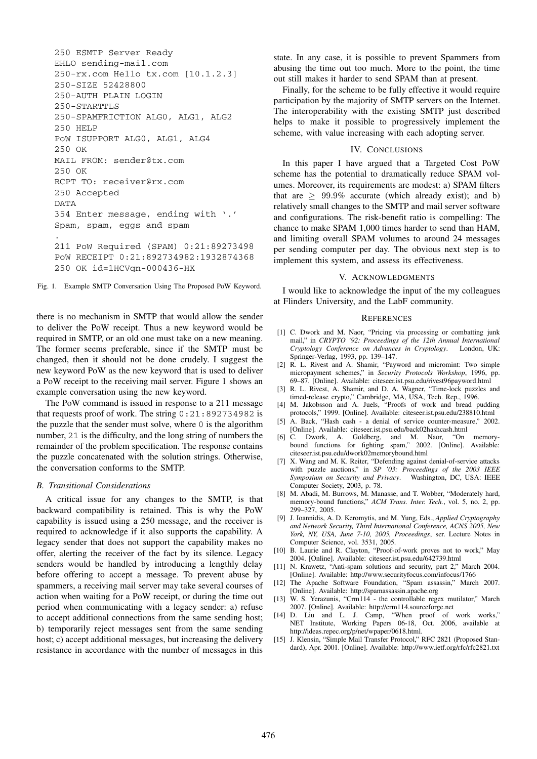```
250 ESMTP Server Ready
EHLO sending-mail.com
250-rx.com Hello tx.com [10.1.2.3]
250-SIZE 52428800
250-AUTH PLAIN LOGIN
250-STARTTLS
250-SPAMFRICTION ALG0, ALG1, ALG2
250 HELP
PoW ISUPPORT ALG0, ALG1, ALG4
250 OK
MAIL FROM: sender@tx.com
250 OK
RCPT TO: receiver@rx.com
250 Accepted
DATA
354 Enter message, ending with '.'
Spam, spam, eggs and spam
.
211 PoW Required (SPAM) 0:21:89273498
PoW RECEIPT 0:21:892734982:1932874368
250 OK id=1HCVqn-000436-HX
```

Fig. 1. Example SMTP Conversation Using The Proposed PoW Keyword.

there is no mechanism in SMTP that would allow the sender to deliver the PoW receipt. Thus a new keyword would be required in SMTP, or an old one must take on a new meaning. The former seems preferable, since if the SMTP must be changed, then it should not be done crudely. I suggest the new keyword PoW as the new keyword that is used to deliver a PoW receipt to the receiving mail server. Figure 1 shows an example conversation using the new keyword.

The PoW command is issued in response to a 211 message that requests proof of work. The string `0:21:892734982` is the puzzle that the sender must solve, where `0` is the algorithm number, `21` is the difficulty, and the long string of numbers the remainder of the problem specification. The response contains the puzzle concatenated with the solution strings. Otherwise, the conversation conforms to the SMTP.

### *B. Transitional Considerations*

A critical issue for any changes to the SMTP, is that backward compatibility is retained. This is why the PoW capability is issued using a 250 message, and the receiver is required to acknowledge if it also supports the capability. A legacy sender that does not support the capability makes no offer, alerting the receiver of the fact by its silence. Legacy senders would be handled by introducing a lengthly delay before offering to accept a message. To prevent abuse by spammers, a receiving mail server may take several courses of action when waiting for a PoW receipt, or during the time out period when communicating with a legacy sender: a) refuse to accept additional connections from the same sending host; b) temporarily reject messages sent from the same sending host; c) accept additional messages, but increasing the delivery resistance in accordance with the number of messages in this state. In any case, it is possible to prevent Spammers from abusing the time out too much. More to the point, the time out still makes it harder to send SPAM than at present.

Finally, for the scheme to be fully effective it would require participation by the majority of SMTP servers on the Internet. The interoperability with the existing SMTP just described helps to make it possible to progressively implement the scheme, with value increasing with each adopting server.

## IV. Conclusions

In this paper I have argued that a Targeted Cost PoW scheme has the potential to dramatically reduce SPAM volumes. Moreover, its requirements are modest: a) SPAM filters that are $\geq 99.9\%$ accurate (which already exist); and b) relatively small changes to the SMTP and mail server software and configurations. The risk-benefit ratio is compelling: The chance to make SPAM 1,000 times harder to send than HAM, and limiting overall SPAM volumes to around 24 messages per sending computer per day. The obvious next step is to implement this system, and assess its effectiveness.

## V. Acknowledgments

I would like to acknowledge the input of the my colleagues at Flinders University, and the LabF community.

## References

[1] C. Dwork and M. Naor, "Pricing via processing or combatting junk mail," in *CRYPTO '92: Proceedings of the 12th Annual International Cryptology Conference on Advances in Cryptology*. London, UK: Springer-Verlag, 1993, pp. 139–147.

[2] R. L. Rivest and A. Shamir, "Payword and micromint: Two simple micropayment schemes," in *Security Protocols Workshop*, 1996, pp. 69–87. [Online]. Available: citeseer.ist.psu.edu/rivest96payword.html

[3] R. L. Rivest, A. Shamir, and D. A. Wagner, "Time-lock puzzles and timed-release crypto," Cambridge, MA, USA, Tech. Rep., 1996.

[4] M. Jakobsson and A. Juels, "Proofs of work and bread pudding protocols," 1999. [Online]. Available: citeseer.ist.psu.edu/238810.html

[5] A. Back, "Hash cash - a denial of service counter-measure," 2002. [Online]. Available: citeseer.ist.psu.edu/back02hashcash.html

[6] C. Dwork, A. Goldberg, and M. Naor, "On memory-bound functions for fighting spam," 2002. [Online]. Available: citeseer.ist.psu.edu/dwork02memorybound.html

[7] X. Wang and M. K. Reiter, "Defending against denial-of-service attacks with puzzle auctions," in *SP '03: Proceedings of the 2003 IEEE Symposium on Security and Privacy*. Washington, DC, USA: IEEE Computer Society, 2003, p. 78.

[8] M. Abadi, M. Burrows, M. Manasse, and T. Wobber, "Moderately hard, memory-bound functions," *ACM Trans. Inter. Tech.*, vol. 5, no. 2, pp. 299–327, 2005.

[9] J. Ioannidis, A. D. Keromytis, and M. Yung, Eds., *Applied Cryptography and Network Security, Third International Conference, ACNS 2005, New York, NY, USA, June 7-10, 2005, Proceedings*, ser. Lecture Notes in Computer Science, vol. 3531, 2005.

[10] B. Laurie and R. Clayton, "Proof-of-work proves not to work," May 2004. [Online]. Available: citeseer.ist.psu.edu/642739.html

[11] N. Krawetz, "Anti-spam solutions and security, part 2," March 2004. [Online]. Available: http://www.securityfocus.com/infocus/1766

[12] The Apache Software Foundation, "Spam assassin," March 2007. [Online]. Available: http://spamassassin.apache.org

[13] W. S. Yerazunis, "Crm114 - the controllable regex mutilator," March 2007. [Online]. Available: http://crm114.sourceforge.net

[14] D. Liu and L. J. Camp, "When proof of work works," NET Institute, Working Papers 06-18, Oct. 2006, available at http://ideas.repec.org/p/net/wpaper/0618.html.

[15] J. Klensin, "Simple Mail Transfer Protocol," RFC 2821 (Proposed Standard), Apr. 2001. [Online]. Available: http://www.ietf.org/rfc/rfc2821.txt